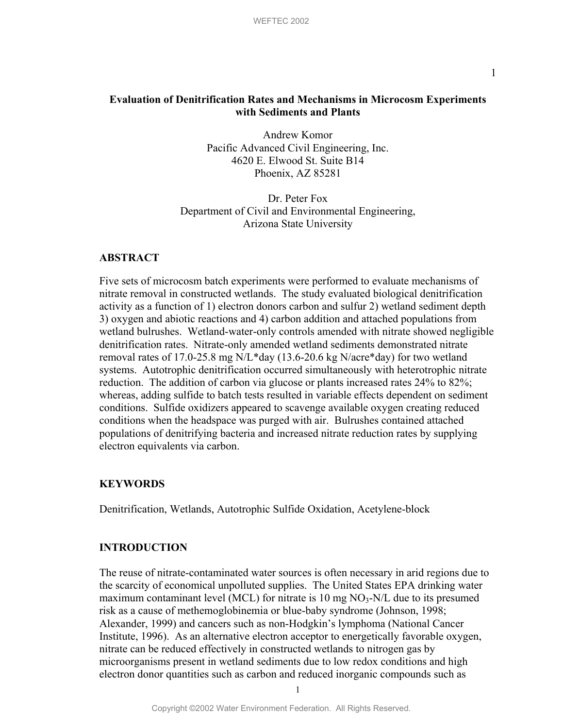# Evaluation of Denitrification Rates and Mechanisms in Microcosm Experiments with Sediments and Plants

Andrew Komor
Pacific Advanced Civil Engineering, Inc.
4620 E. Elwood St. Suite B14
Phoenix, AZ 85281

Dr. Peter Fox
Department of Civil and Environmental Engineering,
Arizona State University

## ABSTRACT

Five sets of microcosm batch experiments were performed to evaluate mechanisms of nitrate removal in constructed wetlands. The study evaluated biological denitrification activity as a function of 1) electron donors carbon and sulfur 2) wetland sediment depth 3) oxygen and abiotic reactions and 4) carbon addition and attached populations from wetland bulrushes. Wetland-water-only controls amended with nitrate showed negligible denitrification rates. Nitrate-only amended wetland sediments demonstrated nitrate removal rates of 17.0-25.8 mg N/L*day (13.6-20.6 kg N/acre*day) for two wetland systems. Autotrophic denitrification occurred simultaneously with heterotrophic nitrate reduction. The addition of carbon via glucose or plants increased rates 24% to 82%; whereas, adding sulfide to batch tests resulted in variable effects dependent on sediment conditions. Sulfide oxidizers appeared to scavenge available oxygen creating reduced conditions when the headspace was purged with air. Bulrushes contained attached populations of denitrifying bacteria and increased nitrate reduction rates by supplying electron equivalents via carbon.

## KEYWORDS

Denitrification, Wetlands, Autotrophic Sulfide Oxidation, Acetylene-block

## INTRODUCTION

The reuse of nitrate-contaminated water sources is often necessary in arid regions due to the scarcity of economical unpolluted supplies. The United States EPA drinking water maximum contaminant level (MCL) for nitrate is 10 mg $NO_3$-N/L due to its presumed risk as a cause of methemoglobinemia or blue-baby syndrome (Johnson, 1998; Alexander, 1999) and cancers such as non-Hodgkin's lymphoma (National Cancer Institute, 1996). As an alternative electron acceptor to energetically favorable oxygen, nitrate can be reduced effectively in constructed wetlands to nitrogen gas by microorganisms present in wetland sediments due to low redox conditions and high electron donor quantities such as carbon and reduced inorganic compounds such as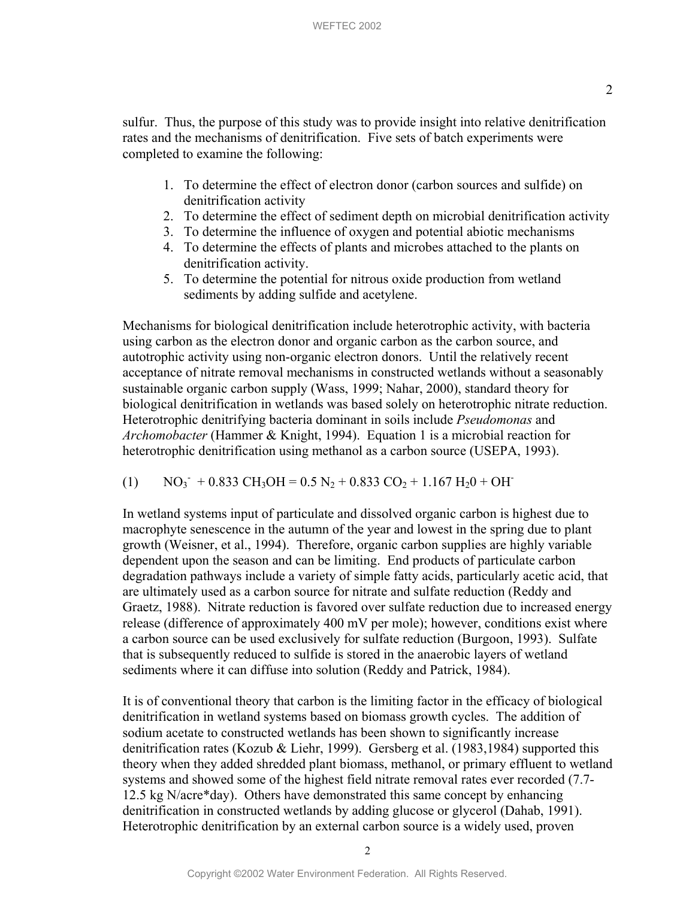sulfur. Thus, the purpose of this study was to provide insight into relative denitrification rates and the mechanisms of denitrification. Five sets of batch experiments were completed to examine the following:

1. To determine the effect of electron donor (carbon sources and sulfide) on denitrification activity
2. To determine the effect of sediment depth on microbial denitrification activity
3. To determine the influence of oxygen and potential abiotic mechanisms
4. To determine the effects of plants and microbes attached to the plants on denitrification activity.
5. To determine the potential for nitrous oxide production from wetland sediments by adding sulfide and acetylene.

Mechanisms for biological denitrification include heterotrophic activity, with bacteria using carbon as the electron donor and organic carbon as the carbon source, and autotrophic activity using non-organic electron donors. Until the relatively recent acceptance of nitrate removal mechanisms in constructed wetlands without a seasonably sustainable organic carbon supply (Wass, 1999; Nahar, 2000), standard theory for biological denitrification in wetlands was based solely on heterotrophic nitrate reduction. Heterotrophic denitrifying bacteria dominant in soils include *Pseudomonas* and *Archomobacter* (Hammer & Knight, 1994). Equation 1 is a microbial reaction for heterotrophic denitrification using methanol as a carbon source (USEPA, 1993).

(1) $NO_3^- + 0.833\ CH_3OH = 0.5\ N_2 + 0.833\ CO_2 + 1.167\ H_20 + OH^-$

In wetland systems input of particulate and dissolved organic carbon is highest due to macrophyte senescence in the autumn of the year and lowest in the spring due to plant growth (Weisner, et al., 1994). Therefore, organic carbon supplies are highly variable dependent upon the season and can be limiting. End products of particulate carbon degradation pathways include a variety of simple fatty acids, particularly acetic acid, that are ultimately used as a carbon source for nitrate and sulfate reduction (Reddy and Graetz, 1988). Nitrate reduction is favored over sulfate reduction due to increased energy release (difference of approximately 400 mV per mole); however, conditions exist where a carbon source can be used exclusively for sulfate reduction (Burgoon, 1993). Sulfate that is subsequently reduced to sulfide is stored in the anaerobic layers of wetland sediments where it can diffuse into solution (Reddy and Patrick, 1984).

It is of conventional theory that carbon is the limiting factor in the efficacy of biological denitrification in wetland systems based on biomass growth cycles. The addition of sodium acetate to constructed wetlands has been shown to significantly increase denitrification rates (Kozub & Liehr, 1999). Gersberg et al. (1983,1984) supported this theory when they added shredded plant biomass, methanol, or primary effluent to wetland systems and showed some of the highest field nitrate removal rates ever recorded (7.7-12.5 kg N/acre*day). Others have demonstrated this same concept by enhancing denitrification in constructed wetlands by adding glucose or glycerol (Dahab, 1991). Heterotrophic denitrification by an external carbon source is a widely used, proven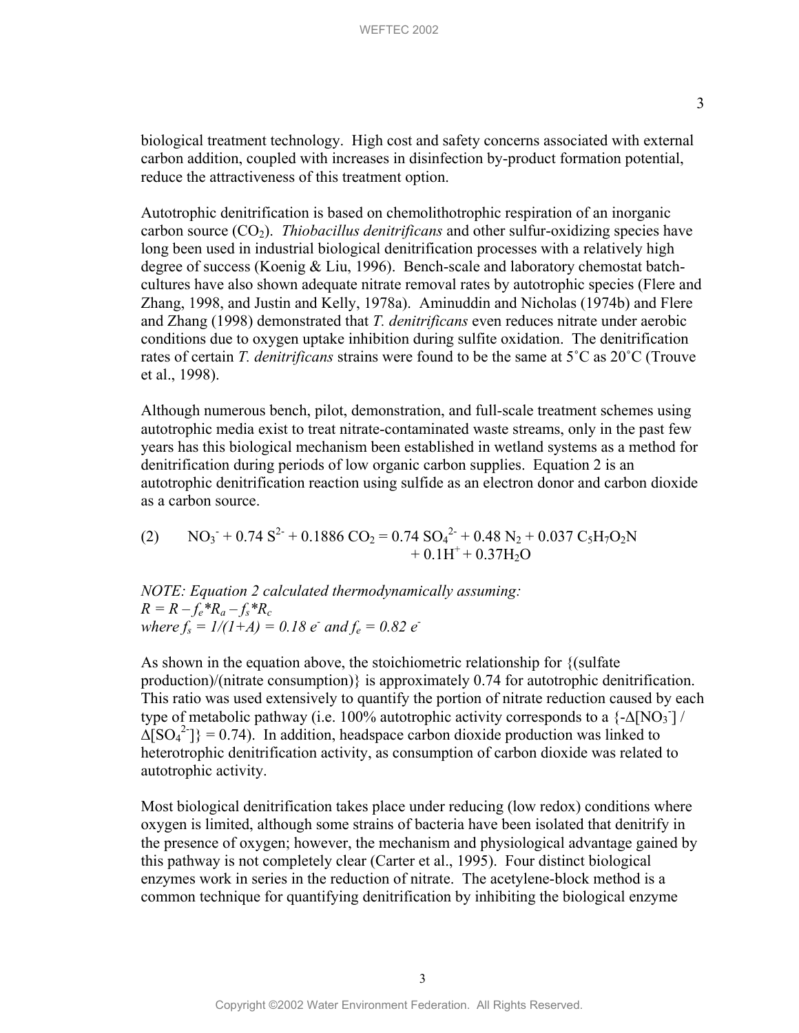biological treatment technology. High cost and safety concerns associated with external carbon addition, coupled with increases in disinfection by-product formation potential, reduce the attractiveness of this treatment option.

Autotrophic denitrification is based on chemolithotrophic respiration of an inorganic carbon source ($CO_2$). *Thiobacillus denitrificans* and other sulfur-oxidizing species have long been used in industrial biological denitrification processes with a relatively high degree of success (Koenig & Liu, 1996). Bench-scale and laboratory chemostat batch-cultures have also shown adequate nitrate removal rates by autotrophic species (Flere and Zhang, 1998, and Justin and Kelly, 1978a). Aminuddin and Nicholas (1974b) and Flere and Zhang (1998) demonstrated that *T. denitrificans* even reduces nitrate under aerobic conditions due to oxygen uptake inhibition during sulfite oxidation. The denitrification rates of certain *T. denitrificans* strains were found to be the same at 5˚C as 20˚C (Trouve et al., 1998).

Although numerous bench, pilot, demonstration, and full-scale treatment schemes using autotrophic media exist to treat nitrate-contaminated waste streams, only in the past few years has this biological mechanism been established in wetland systems as a method for denitrification during periods of low organic carbon supplies. Equation 2 is an autotrophic denitrification reaction using sulfide as an electron donor and carbon dioxide as a carbon source.

$$NO_3^- + 0.74\ S^{2-} + 0.1886\ CO_2 = 0.74\ SO_4^{2-} + 0.48\ N_2 + 0.037\ C_5H_7O_2N + 0.1H^+ + 0.37H_2O \qquad (2)$$

*NOTE: Equation 2 calculated thermodynamically assuming:*
$R = R - f_e*R_a - f_s*R_c$
*where* $f_s = 1/(1+A) = 0.18\ e^-$ *and* $f_e = 0.82\ e^-$

As shown in the equation above, the stoichiometric relationship for {(sulfate production)/(nitrate consumption)} is approximately 0.74 for autotrophic denitrification. This ratio was used extensively to quantify the portion of nitrate reduction caused by each type of metabolic pathway (i.e. 100% autotrophic activity corresponds to a $\{-\Delta[NO_3^-] / \Delta[SO_4^{2-}]\} = 0.74$). In addition, headspace carbon dioxide production was linked to heterotrophic denitrification activity, as consumption of carbon dioxide was related to autotrophic activity.

Most biological denitrification takes place under reducing (low redox) conditions where oxygen is limited, although some strains of bacteria have been isolated that denitrify in the presence of oxygen; however, the mechanism and physiological advantage gained by this pathway is not completely clear (Carter et al., 1995). Four distinct biological enzymes work in series in the reduction of nitrate. The acetylene-block method is a common technique for quantifying denitrification by inhibiting the biological enzyme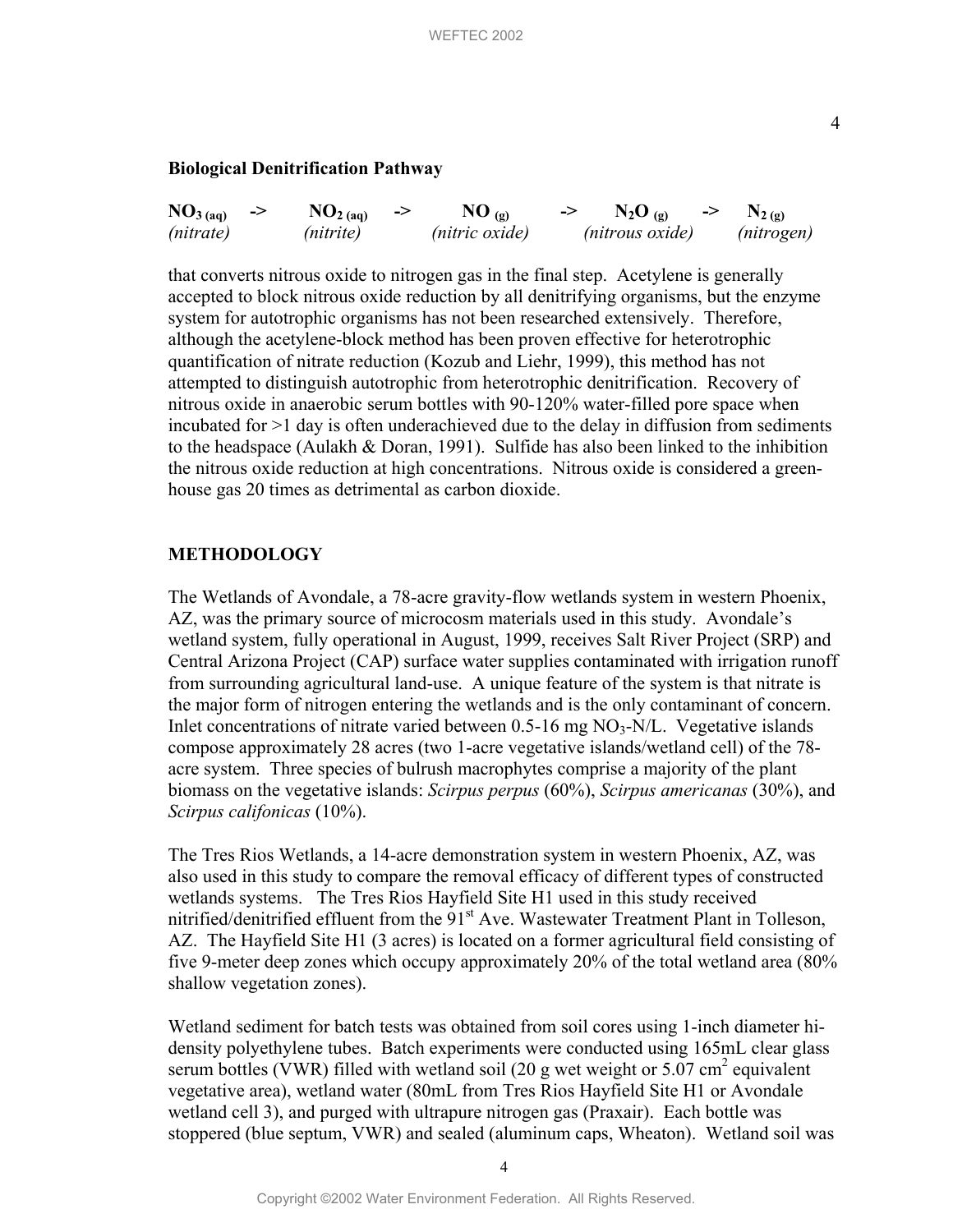**Biological Denitrification Pathway**

| $NO_{3\,(aq)}$ | -> | $NO_{2\,(aq)}$ | -> | $NO_{(g)}$ | -> | $N_2O_{(g)}$ | -> | $N_{2\,(g)}$ |
|---|---|---|---|---|---|---|---|---|
| *(nitrate)* | | *(nitrite)* | | *(nitric oxide)* | | *(nitrous oxide)* | | *(nitrogen)* |

that converts nitrous oxide to nitrogen gas in the final step. Acetylene is generally accepted to block nitrous oxide reduction by all denitrifying organisms, but the enzyme system for autotrophic organisms has not been researched extensively. Therefore, although the acetylene-block method has been proven effective for heterotrophic quantification of nitrate reduction (Kozub and Liehr, 1999), this method has not attempted to distinguish autotrophic from heterotrophic denitrification. Recovery of nitrous oxide in anaerobic serum bottles with 90-120% water-filled pore space when incubated for >1 day is often underachieved due to the delay in diffusion from sediments to the headspace (Aulakh & Doran, 1991). Sulfide has also been linked to the inhibition the nitrous oxide reduction at high concentrations. Nitrous oxide is considered a green-house gas 20 times as detrimental as carbon dioxide.

## METHODOLOGY

The Wetlands of Avondale, a 78-acre gravity-flow wetlands system in western Phoenix, AZ, was the primary source of microcosm materials used in this study. Avondale's wetland system, fully operational in August, 1999, receives Salt River Project (SRP) and Central Arizona Project (CAP) surface water supplies contaminated with irrigation runoff from surrounding agricultural land-use. A unique feature of the system is that nitrate is the major form of nitrogen entering the wetlands and is the only contaminant of concern. Inlet concentrations of nitrate varied between 0.5-16 mg $NO_3$-N/L. Vegetative islands compose approximately 28 acres (two 1-acre vegetative islands/wetland cell) of the 78-acre system. Three species of bulrush macrophytes comprise a majority of the plant biomass on the vegetative islands: *Scirpus perpus* (60%), *Scirpus americanas* (30%), and *Scirpus califonicas* (10%).

The Tres Rios Wetlands, a 14-acre demonstration system in western Phoenix, AZ, was also used in this study to compare the removal efficacy of different types of constructed wetlands systems. The Tres Rios Hayfield Site H1 used in this study received nitrified/denitrified effluent from the 91st Ave. Wastewater Treatment Plant in Tolleson, AZ. The Hayfield Site H1 (3 acres) is located on a former agricultural field consisting of five 9-meter deep zones which occupy approximately 20% of the total wetland area (80% shallow vegetation zones).

Wetland sediment for batch tests was obtained from soil cores using 1-inch diameter hi-density polyethylene tubes. Batch experiments were conducted using 165mL clear glass serum bottles (VWR) filled with wetland soil (20 g wet weight or 5.07 $cm^2$ equivalent vegetative area), wetland water (80mL from Tres Rios Hayfield Site H1 or Avondale wetland cell 3), and purged with ultrapure nitrogen gas (Praxair). Each bottle was stoppered (blue septum, VWR) and sealed (aluminum caps, Wheaton). Wetland soil was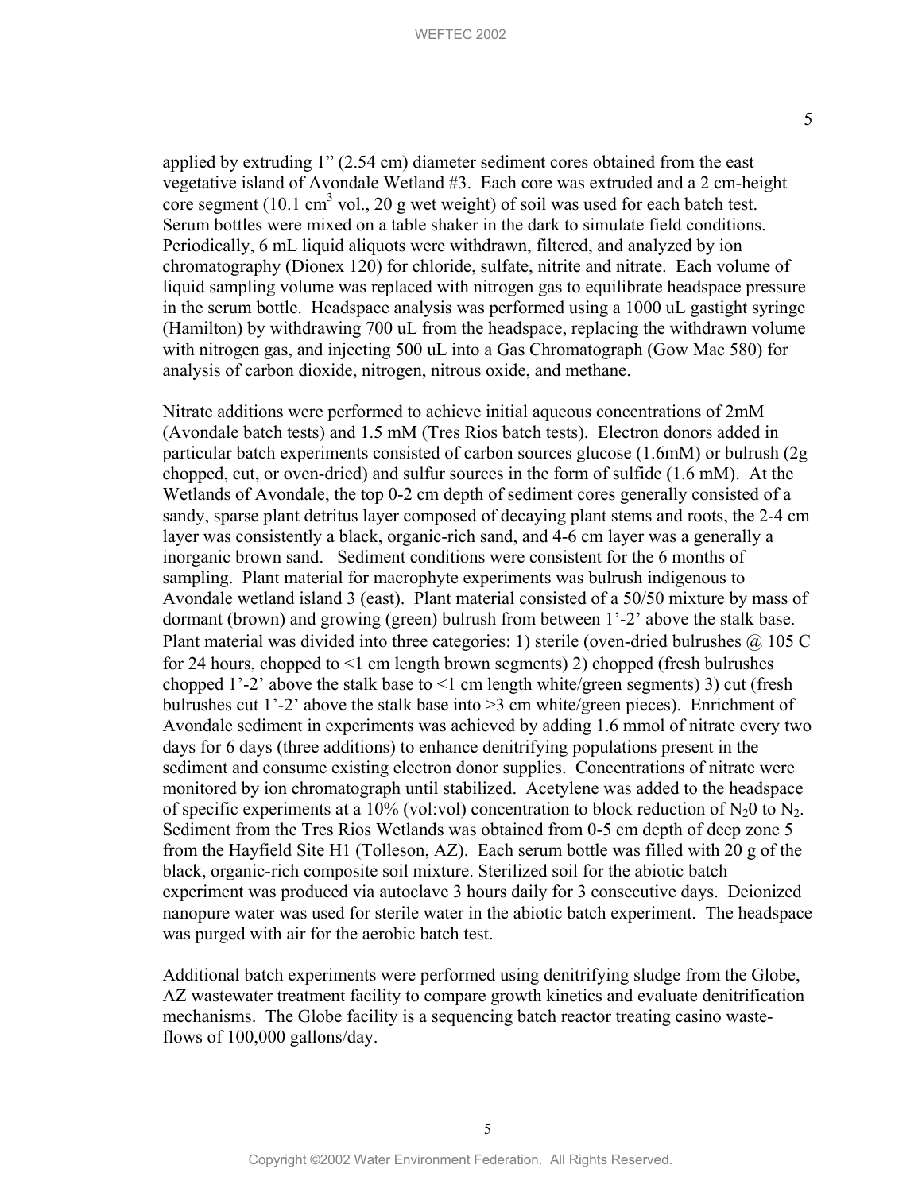applied by extruding 1" (2.54 cm) diameter sediment cores obtained from the east vegetative island of Avondale Wetland #3. Each core was extruded and a 2 cm-height core segment (10.1 $cm^3$ vol., 20 g wet weight) of soil was used for each batch test. Serum bottles were mixed on a table shaker in the dark to simulate field conditions. Periodically, 6 mL liquid aliquots were withdrawn, filtered, and analyzed by ion chromatography (Dionex 120) for chloride, sulfate, nitrite and nitrate. Each volume of liquid sampling volume was replaced with nitrogen gas to equilibrate headspace pressure in the serum bottle. Headspace analysis was performed using a 1000 uL gastight syringe (Hamilton) by withdrawing 700 uL from the headspace, replacing the withdrawn volume with nitrogen gas, and injecting 500 uL into a Gas Chromatograph (Gow Mac 580) for analysis of carbon dioxide, nitrogen, nitrous oxide, and methane.

Nitrate additions were performed to achieve initial aqueous concentrations of 2mM (Avondale batch tests) and 1.5 mM (Tres Rios batch tests). Electron donors added in particular batch experiments consisted of carbon sources glucose (1.6mM) or bulrush (2g chopped, cut, or oven-dried) and sulfur sources in the form of sulfide (1.6 mM). At the Wetlands of Avondale, the top 0-2 cm depth of sediment cores generally consisted of a sandy, sparse plant detritus layer composed of decaying plant stems and roots, the 2-4 cm layer was consistently a black, organic-rich sand, and 4-6 cm layer was a generally a inorganic brown sand. Sediment conditions were consistent for the 6 months of sampling. Plant material for macrophyte experiments was bulrush indigenous to Avondale wetland island 3 (east). Plant material consisted of a 50/50 mixture by mass of dormant (brown) and growing (green) bulrush from between 1'-2' above the stalk base. Plant material was divided into three categories: 1) sterile (oven-dried bulrushes @ 105 C for 24 hours, chopped to <1 cm length brown segments) 2) chopped (fresh bulrushes chopped 1'-2' above the stalk base to <1 cm length white/green segments) 3) cut (fresh bulrushes cut 1'-2' above the stalk base into >3 cm white/green pieces). Enrichment of Avondale sediment in experiments was achieved by adding 1.6 mmol of nitrate every two days for 6 days (three additions) to enhance denitrifying populations present in the sediment and consume existing electron donor supplies. Concentrations of nitrate were monitored by ion chromatograph until stabilized. Acetylene was added to the headspace of specific experiments at a 10% (vol:vol) concentration to block reduction of $N_20$ to $N_2$. Sediment from the Tres Rios Wetlands was obtained from 0-5 cm depth of deep zone 5 from the Hayfield Site H1 (Tolleson, AZ). Each serum bottle was filled with 20 g of the black, organic-rich composite soil mixture. Sterilized soil for the abiotic batch experiment was produced via autoclave 3 hours daily for 3 consecutive days. Deionized nanopure water was used for sterile water in the abiotic batch experiment. The headspace was purged with air for the aerobic batch test.

Additional batch experiments were performed using denitrifying sludge from the Globe, AZ wastewater treatment facility to compare growth kinetics and evaluate denitrification mechanisms. The Globe facility is a sequencing batch reactor treating casino waste-flows of 100,000 gallons/day.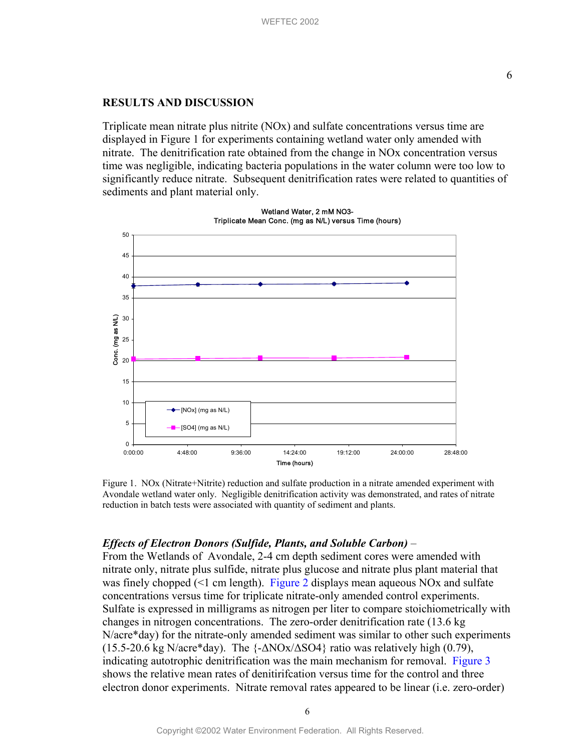## RESULTS AND DISCUSSION

Triplicate mean nitrate plus nitrite (NOx) and sulfate concentrations versus time are displayed in Figure 1 for experiments containing wetland water only amended with nitrate. The denitrification rate obtained from the change in NOx concentration versus time was negligible, indicating bacteria populations in the water column were too low to significantly reduce nitrate. Subsequent denitrification rates were related to quantities of sediments and plant material only.

Figure 1. NOx (Nitrate+Nitrite) reduction and sulfate production in a nitrate amended experiment with Avondale wetland water only. Negligible denitrification activity was demonstrated, and rates of nitrate reduction in batch tests were associated with quantity of sediment and plants.

***Effects of Electron Donors (Sulfide, Plants, and Soluble Carbon)*** –

From the Wetlands of Avondale, 2-4 cm depth sediment cores were amended with nitrate only, nitrate plus sulfide, nitrate plus glucose and nitrate plus plant material that was finely chopped (<1 cm length). Figure 2 displays mean aqueous NOx and sulfate concentrations versus time for triplicate nitrate-only amended control experiments. Sulfate is expressed in milligrams as nitrogen per liter to compare stoichiometrically with changes in nitrogen concentrations. The zero-order denitrification rate (13.6 kg N/acre*day) for the nitrate-only amended sediment was similar to other such experiments (15.5-20.6 kg N/acre*day). The $\{-\Delta NOx/\Delta SO4\}$ ratio was relatively high (0.79), indicating autotrophic denitrification was the main mechanism for removal. Figure 3 shows the relative mean rates of denitirifcation versus time for the control and three electron donor experiments. Nitrate removal rates appeared to be linear (i.e. zero-order)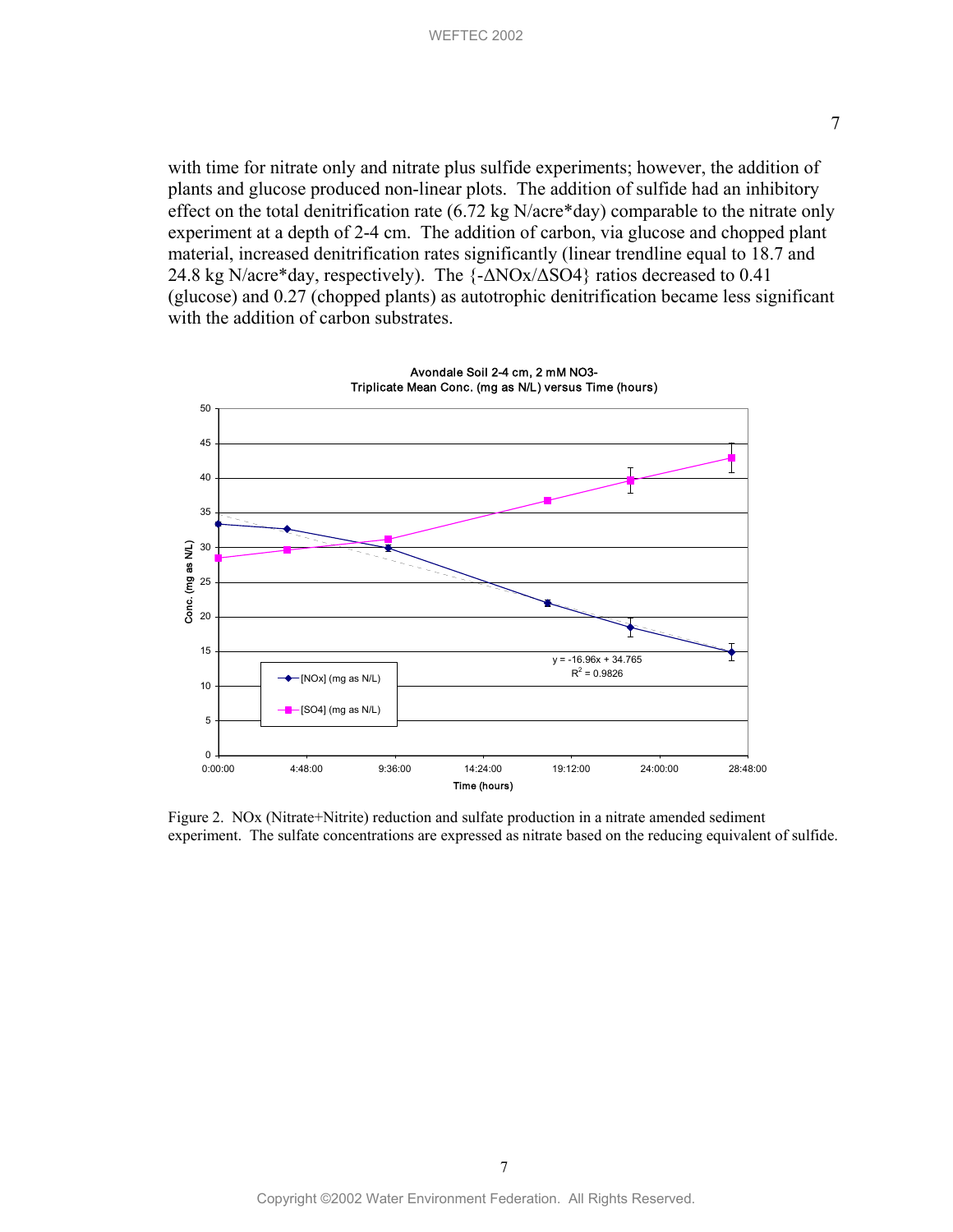with time for nitrate only and nitrate plus sulfide experiments; however, the addition of plants and glucose produced non-linear plots. The addition of sulfide had an inhibitory effect on the total denitrification rate (6.72 kg N/acre*day) comparable to the nitrate only experiment at a depth of 2-4 cm. The addition of carbon, via glucose and chopped plant material, increased denitrification rates significantly (linear trendline equal to 18.7 and 24.8 kg N/acre*day, respectively). The $\{-\Delta NOx/\Delta SO4\}$ ratios decreased to 0.41 (glucose) and 0.27 (chopped plants) as autotrophic denitrification became less significant with the addition of carbon substrates.

Figure 2. NOx (Nitrate+Nitrite) reduction and sulfate production in a nitrate amended sediment experiment. The sulfate concentrations are expressed as nitrate based on the reducing equivalent of sulfide.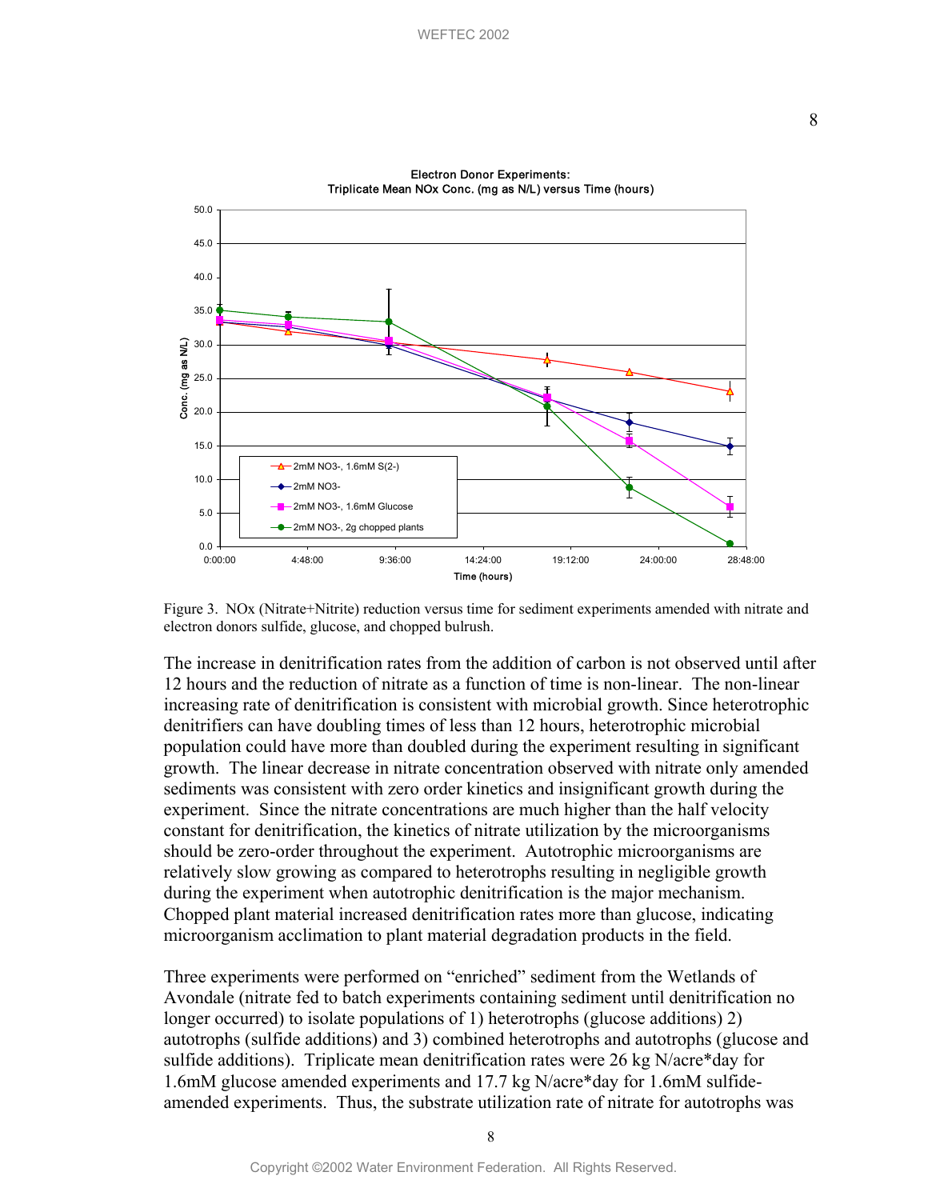Figure 3. NOx (Nitrate+Nitrite) reduction versus time for sediment experiments amended with nitrate and electron donors sulfide, glucose, and chopped bulrush.

The increase in denitrification rates from the addition of carbon is not observed until after 12 hours and the reduction of nitrate as a function of time is non-linear. The non-linear increasing rate of denitrification is consistent with microbial growth. Since heterotrophic denitrifiers can have doubling times of less than 12 hours, heterotrophic microbial population could have more than doubled during the experiment resulting in significant growth. The linear decrease in nitrate concentration observed with nitrate only amended sediments was consistent with zero order kinetics and insignificant growth during the experiment. Since the nitrate concentrations are much higher than the half velocity constant for denitrification, the kinetics of nitrate utilization by the microorganisms should be zero-order throughout the experiment. Autotrophic microorganisms are relatively slow growing as compared to heterotrophs resulting in negligible growth during the experiment when autotrophic denitrification is the major mechanism. Chopped plant material increased denitrification rates more than glucose, indicating microorganism acclimation to plant material degradation products in the field.

Three experiments were performed on "enriched" sediment from the Wetlands of Avondale (nitrate fed to batch experiments containing sediment until denitrification no longer occurred) to isolate populations of 1) heterotrophs (glucose additions) 2) autotrophs (sulfide additions) and 3) combined heterotrophs and autotrophs (glucose and sulfide additions). Triplicate mean denitrification rates were 26 kg N/acre*day for 1.6mM glucose amended experiments and 17.7 kg N/acre*day for 1.6mM sulfide-amended experiments. Thus, the substrate utilization rate of nitrate for autotrophs was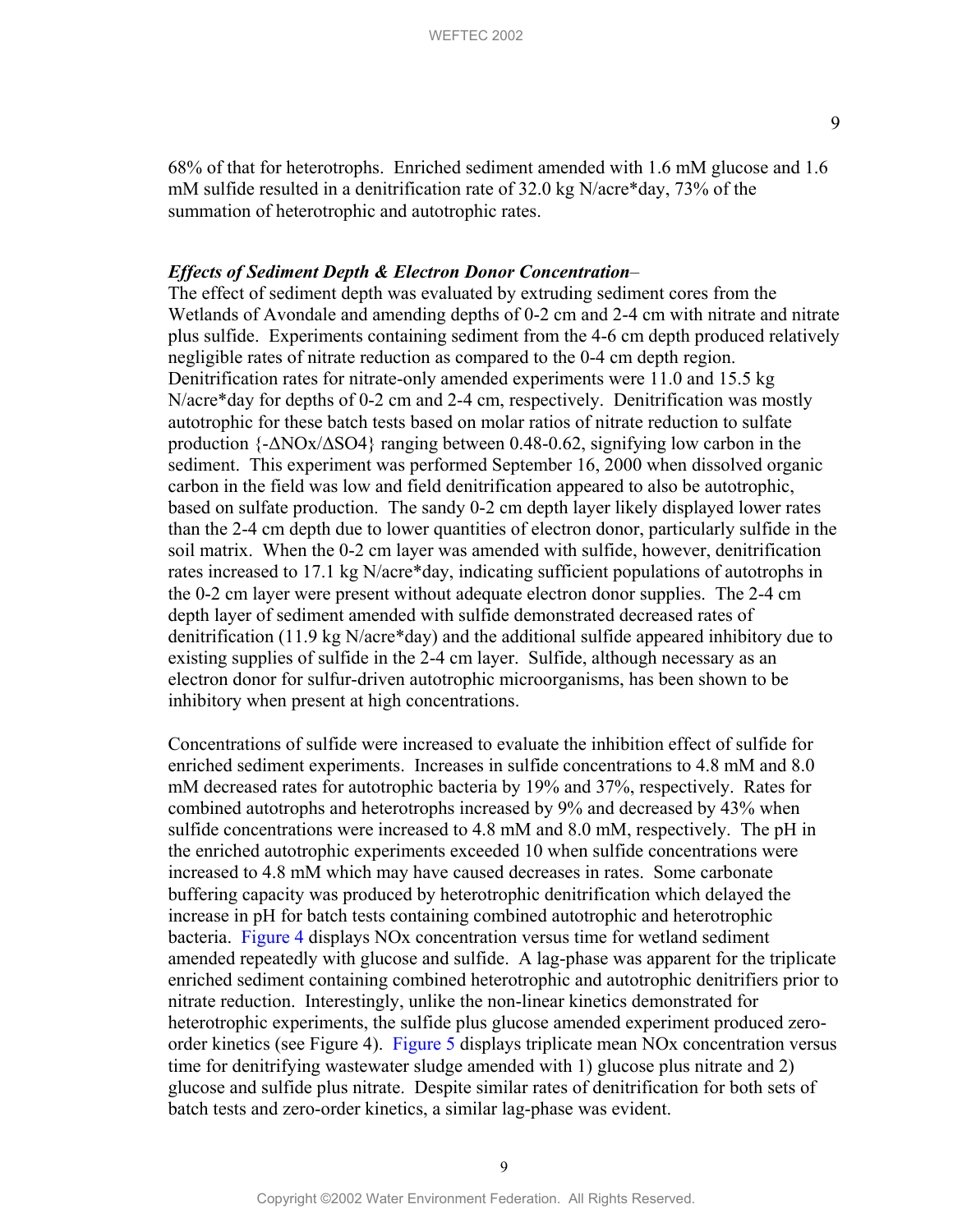68% of that for heterotrophs. Enriched sediment amended with 1.6 mM glucose and 1.6 mM sulfide resulted in a denitrification rate of 32.0 kg N/acre*day, 73% of the summation of heterotrophic and autotrophic rates.

***Effects of Sediment Depth & Electron Donor Concentration*** –
The effect of sediment depth was evaluated by extruding sediment cores from the Wetlands of Avondale and amending depths of 0-2 cm and 2-4 cm with nitrate and nitrate plus sulfide. Experiments containing sediment from the 4-6 cm depth produced relatively negligible rates of nitrate reduction as compared to the 0-4 cm depth region. Denitrification rates for nitrate-only amended experiments were 11.0 and 15.5 kg N/acre*day for depths of 0-2 cm and 2-4 cm, respectively. Denitrification was mostly autotrophic for these batch tests based on molar ratios of nitrate reduction to sulfate production $\{-\Delta NOx/\Delta SO4\}$ ranging between 0.48-0.62, signifying low carbon in the sediment. This experiment was performed September 16, 2000 when dissolved organic carbon in the field was low and field denitrification appeared to also be autotrophic, based on sulfate production. The sandy 0-2 cm depth layer likely displayed lower rates than the 2-4 cm depth due to lower quantities of electron donor, particularly sulfide in the soil matrix. When the 0-2 cm layer was amended with sulfide, however, denitrification rates increased to 17.1 kg N/acre*day, indicating sufficient populations of autotrophs in the 0-2 cm layer were present without adequate electron donor supplies. The 2-4 cm depth layer of sediment amended with sulfide demonstrated decreased rates of denitrification (11.9 kg N/acre*day) and the additional sulfide appeared inhibitory due to existing supplies of sulfide in the 2-4 cm layer. Sulfide, although necessary as an electron donor for sulfur-driven autotrophic microorganisms, has been shown to be inhibitory when present at high concentrations.

Concentrations of sulfide were increased to evaluate the inhibition effect of sulfide for enriched sediment experiments. Increases in sulfide concentrations to 4.8 mM and 8.0 mM decreased rates for autotrophic bacteria by 19% and 37%, respectively. Rates for combined autotrophs and heterotrophs increased by 9% and decreased by 43% when sulfide concentrations were increased to 4.8 mM and 8.0 mM, respectively. The pH in the enriched autotrophic experiments exceeded 10 when sulfide concentrations were increased to 4.8 mM which may have caused decreases in rates. Some carbonate buffering capacity was produced by heterotrophic denitrification which delayed the increase in pH for batch tests containing combined autotrophic and heterotrophic bacteria. Figure 4 displays NOx concentration versus time for wetland sediment amended repeatedly with glucose and sulfide. A lag-phase was apparent for the triplicate enriched sediment containing combined heterotrophic and autotrophic denitrifiers prior to nitrate reduction. Interestingly, unlike the non-linear kinetics demonstrated for heterotrophic experiments, the sulfide plus glucose amended experiment produced zero-order kinetics (see Figure 4). Figure 5 displays triplicate mean NOx concentration versus time for denitrifying wastewater sludge amended with 1) glucose plus nitrate and 2) glucose and sulfide plus nitrate. Despite similar rates of denitrification for both sets of batch tests and zero-order kinetics, a similar lag-phase was evident.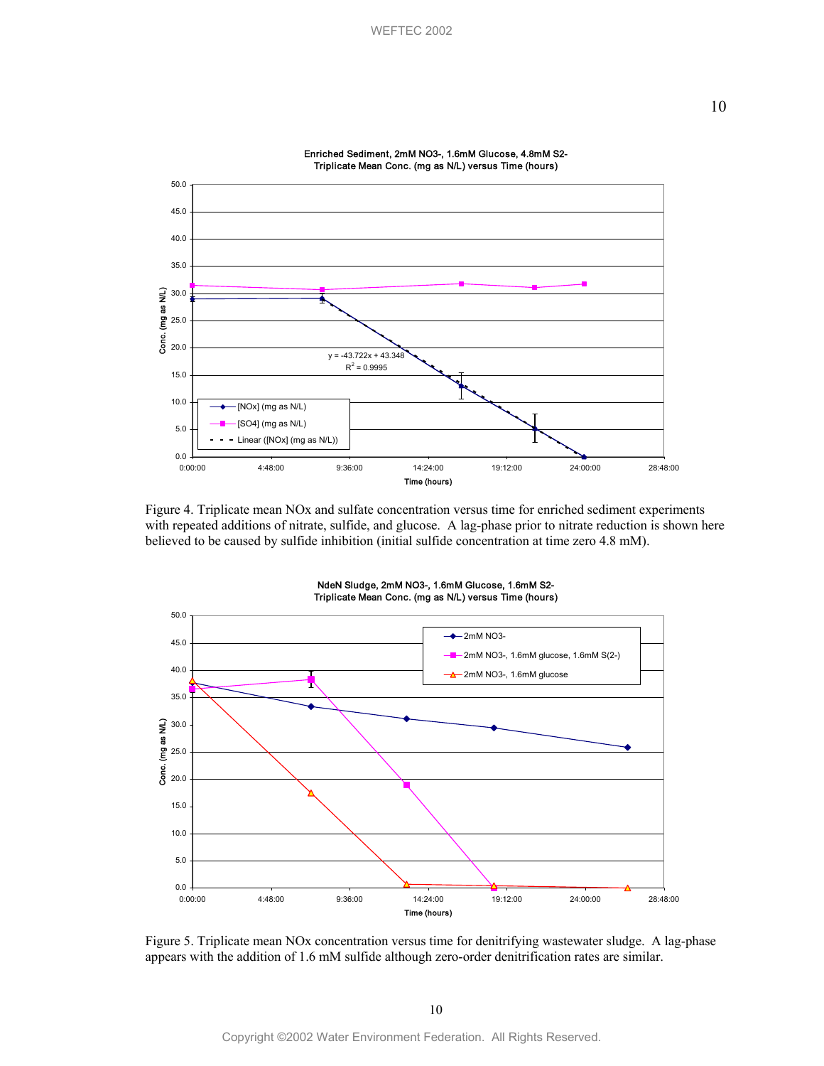Figure 4. Triplicate mean NOx and sulfate concentration versus time for enriched sediment experiments with repeated additions of nitrate, sulfide, and glucose. A lag-phase prior to nitrate reduction is shown here believed to be caused by sulfide inhibition (initial sulfide concentration at time zero 4.8 mM).

Figure 5. Triplicate mean NOx concentration versus time for denitrifying wastewater sludge. A lag-phase appears with the addition of 1.6 mM sulfide although zero-order denitrification rates are similar.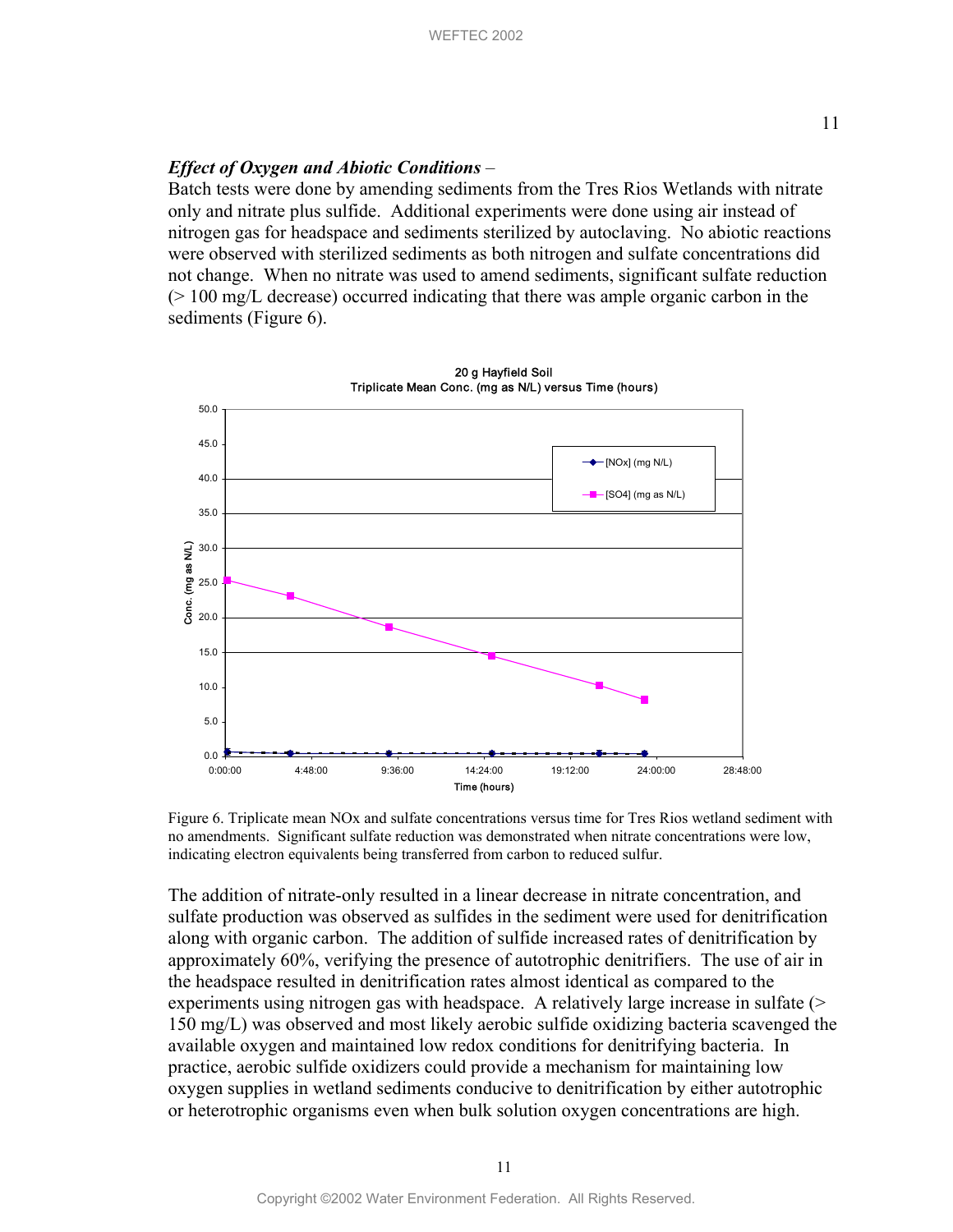***Effect of Oxygen and Abiotic Conditions*** –

Batch tests were done by amending sediments from the Tres Rios Wetlands with nitrate only and nitrate plus sulfide. Additional experiments were done using air instead of nitrogen gas for headspace and sediments sterilized by autoclaving. No abiotic reactions were observed with sterilized sediments as both nitrogen and sulfate concentrations did not change. When no nitrate was used to amend sediments, significant sulfate reduction (> 100 mg/L decrease) occurred indicating that there was ample organic carbon in the sediments (Figure 6).

Figure 6. Triplicate mean NOx and sulfate concentrations versus time for Tres Rios wetland sediment with no amendments. Significant sulfate reduction was demonstrated when nitrate concentrations were low, indicating electron equivalents being transferred from carbon to reduced sulfur.

The addition of nitrate-only resulted in a linear decrease in nitrate concentration, and sulfate production was observed as sulfides in the sediment were used for denitrification along with organic carbon. The addition of sulfide increased rates of denitrification by approximately 60%, verifying the presence of autotrophic denitrifiers. The use of air in the headspace resulted in denitrification rates almost identical as compared to the experiments using nitrogen gas with headspace. A relatively large increase in sulfate (> 150 mg/L) was observed and most likely aerobic sulfide oxidizing bacteria scavenged the available oxygen and maintained low redox conditions for denitrifying bacteria. In practice, aerobic sulfide oxidizers could provide a mechanism for maintaining low oxygen supplies in wetland sediments conducive to denitrification by either autotrophic or heterotrophic organisms even when bulk solution oxygen concentrations are high.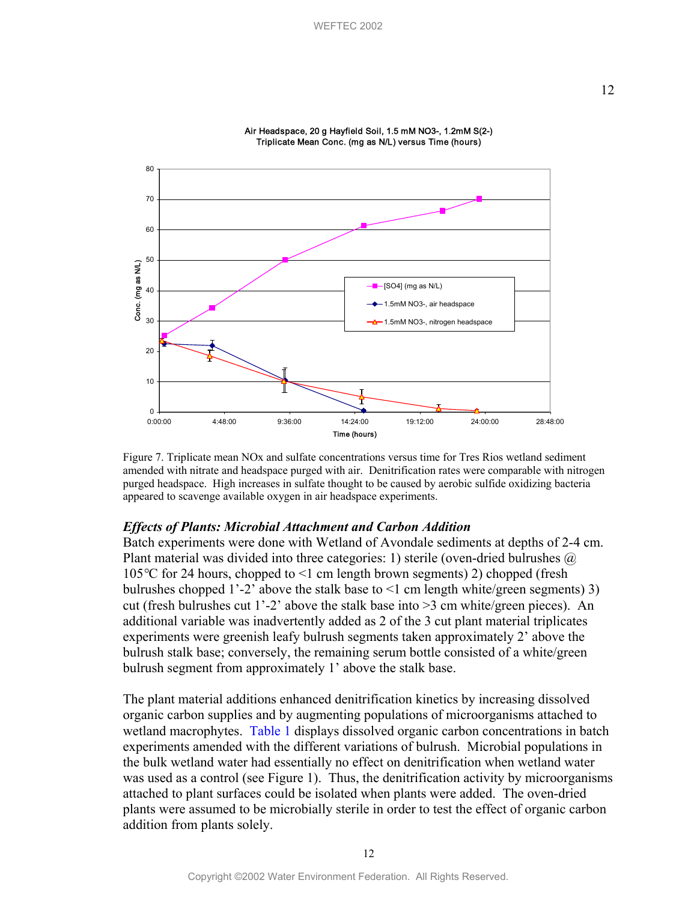Air Headspace, 20 g Hayfield Soil, 1.5 mM NO3-, 1.2mM S(2-)
Triplicate Mean Conc. (mg as N/L) versus Time (hours)

Figure 7. Triplicate mean NOx and sulfate concentrations versus time for Tres Rios wetland sediment amended with nitrate and headspace purged with air. Denitrification rates were comparable with nitrogen purged headspace. High increases in sulfate thought to be caused by aerobic sulfide oxidizing bacteria appeared to scavenge available oxygen in air headspace experiments.

### *Effects of Plants: Microbial Attachment and Carbon Addition*

Batch experiments were done with Wetland of Avondale sediments at depths of 2-4 cm. Plant material was divided into three categories: 1) sterile (oven-dried bulrushes @ 105°C for 24 hours, chopped to <1 cm length brown segments) 2) chopped (fresh bulrushes chopped 1'-2' above the stalk base to <1 cm length white/green segments) 3) cut (fresh bulrushes cut 1'-2' above the stalk base into >3 cm white/green pieces). An additional variable was inadvertently added as 2 of the 3 cut plant material triplicates experiments were greenish leafy bulrush segments taken approximately 2' above the bulrush stalk base; conversely, the remaining serum bottle consisted of a white/green bulrush segment from approximately 1' above the stalk base.

The plant material additions enhanced denitrification kinetics by increasing dissolved organic carbon supplies and by augmenting populations of microorganisms attached to wetland macrophytes. Table 1 displays dissolved organic carbon concentrations in batch experiments amended with the different variations of bulrush. Microbial populations in the bulk wetland water had essentially no effect on denitrification when wetland water was used as a control (see Figure 1). Thus, the denitrification activity by microorganisms attached to plant surfaces could be isolated when plants were added. The oven-dried plants were assumed to be microbially sterile in order to test the effect of organic carbon addition from plants solely.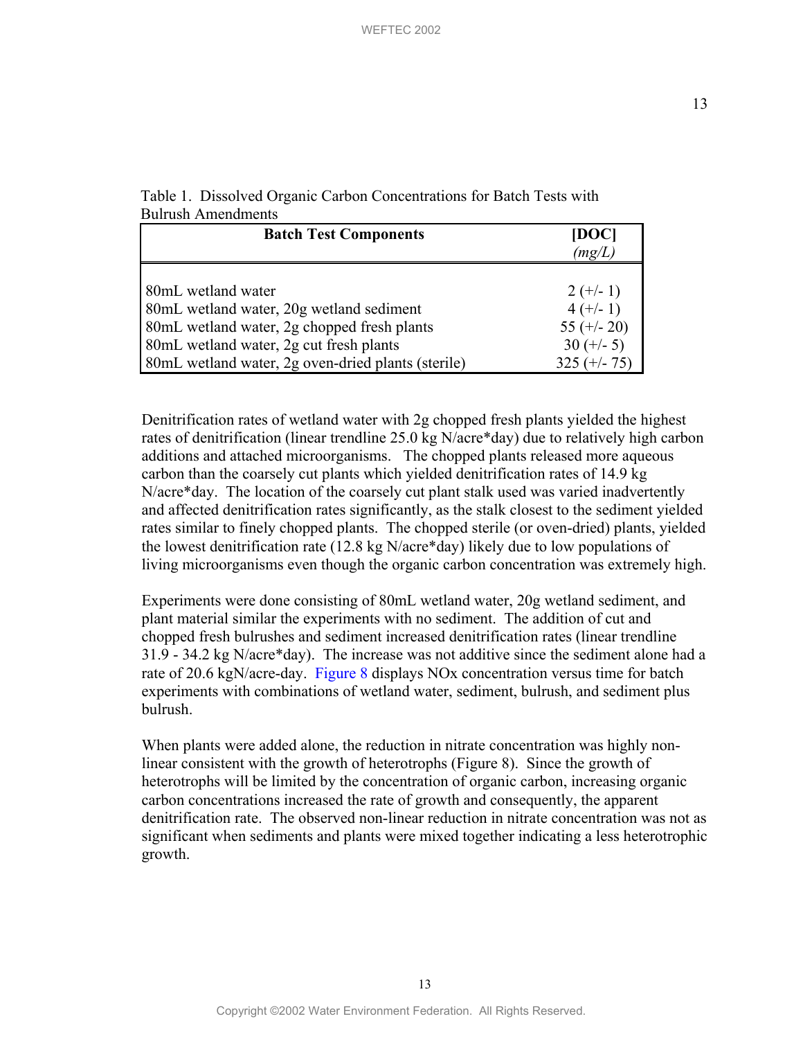Table 1. Dissolved Organic Carbon Concentrations for Batch Tests with Bulrush Amendments

| Batch Test Components | [DOC] *(mg/L)* |
|---|---|
| 80mL wetland water | 2 (+/- 1) |
| 80mL wetland water, 20g wetland sediment | 4 (+/- 1) |
| 80mL wetland water, 2g chopped fresh plants | 55 (+/- 20) |
| 80mL wetland water, 2g cut fresh plants | 30 (+/- 5) |
| 80mL wetland water, 2g oven-dried plants (sterile) | 325 (+/- 75) |

Denitrification rates of wetland water with 2g chopped fresh plants yielded the highest rates of denitrification (linear trendline 25.0 kg N/acre*day) due to relatively high carbon additions and attached microorganisms. The chopped plants released more aqueous carbon than the coarsely cut plants which yielded denitrification rates of 14.9 kg N/acre*day. The location of the coarsely cut plant stalk used was varied inadvertently and affected denitrification rates significantly, as the stalk closest to the sediment yielded rates similar to finely chopped plants. The chopped sterile (or oven-dried) plants, yielded the lowest denitrification rate (12.8 kg N/acre*day) likely due to low populations of living microorganisms even though the organic carbon concentration was extremely high.

Experiments were done consisting of 80mL wetland water, 20g wetland sediment, and plant material similar the experiments with no sediment. The addition of cut and chopped fresh bulrushes and sediment increased denitrification rates (linear trendline 31.9 - 34.2 kg N/acre*day). The increase was not additive since the sediment alone had a rate of 20.6 kgN/acre-day. Figure 8 displays NOx concentration versus time for batch experiments with combinations of wetland water, sediment, bulrush, and sediment plus bulrush.

When plants were added alone, the reduction in nitrate concentration was highly non-linear consistent with the growth of heterotrophs (Figure 8). Since the growth of heterotrophs will be limited by the concentration of organic carbon, increasing organic carbon concentrations increased the rate of growth and consequently, the apparent denitrification rate. The observed non-linear reduction in nitrate concentration was not as significant when sediments and plants were mixed together indicating a less heterotrophic growth.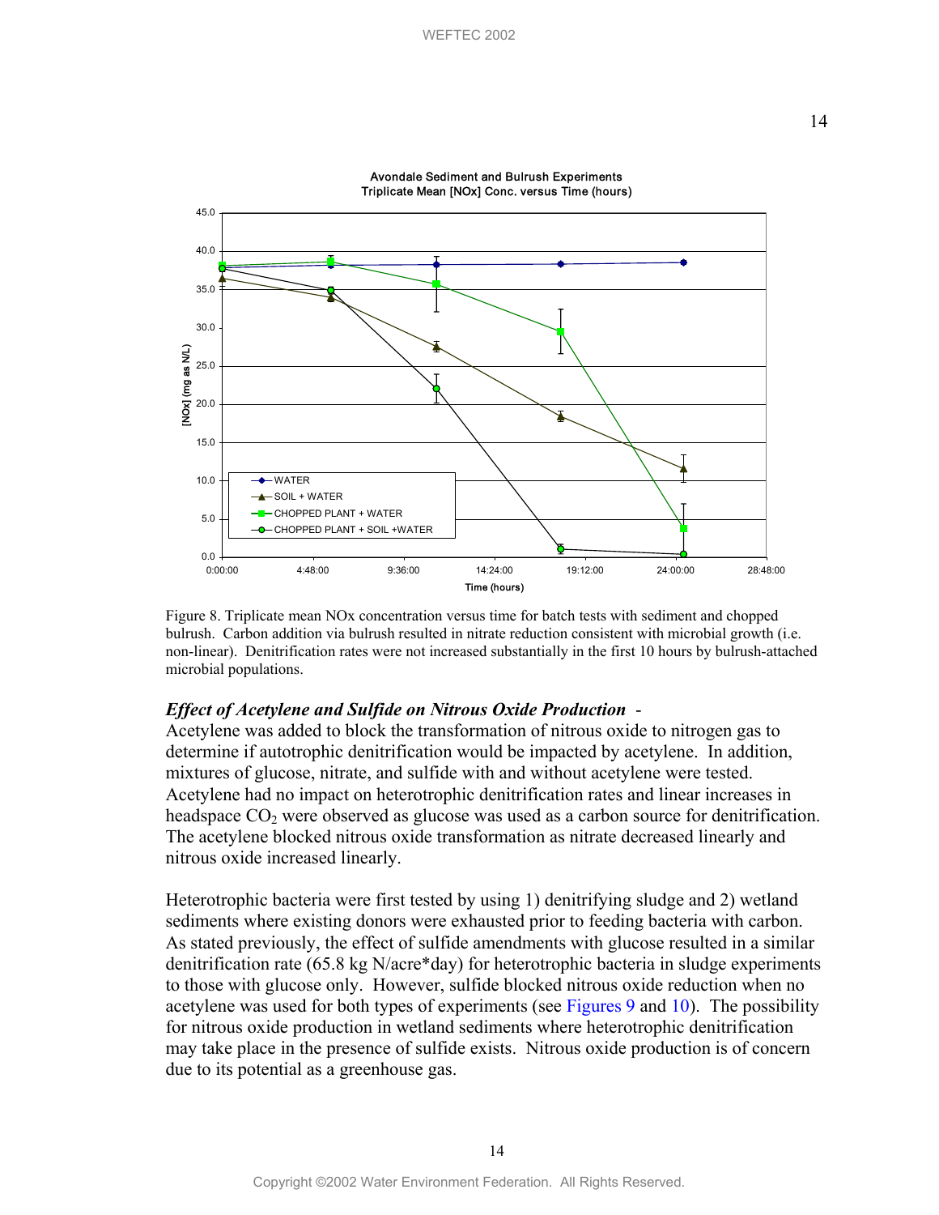Figure 8. Triplicate mean NOx concentration versus time for batch tests with sediment and chopped bulrush. Carbon addition via bulrush resulted in nitrate reduction consistent with microbial growth (i.e. non-linear). Denitrification rates were not increased substantially in the first 10 hours by bulrush-attached microbial populations.

***Effect of Acetylene and Sulfide on Nitrous Oxide Production*** - Acetylene was added to block the transformation of nitrous oxide to nitrogen gas to determine if autotrophic denitrification would be impacted by acetylene. In addition, mixtures of glucose, nitrate, and sulfide with and without acetylene were tested. Acetylene had no impact on heterotrophic denitrification rates and linear increases in headspace $CO_2$ were observed as glucose was used as a carbon source for denitrification. The acetylene blocked nitrous oxide transformation as nitrate decreased linearly and nitrous oxide increased linearly.

Heterotrophic bacteria were first tested by using 1) denitrifying sludge and 2) wetland sediments where existing donors were exhausted prior to feeding bacteria with carbon. As stated previously, the effect of sulfide amendments with glucose resulted in a similar denitrification rate (65.8 kg N/acre*day) for heterotrophic bacteria in sludge experiments to those with glucose only. However, sulfide blocked nitrous oxide reduction when no acetylene was used for both types of experiments (see Figures 9 and 10). The possibility for nitrous oxide production in wetland sediments where heterotrophic denitrification may take place in the presence of sulfide exists. Nitrous oxide production is of concern due to its potential as a greenhouse gas.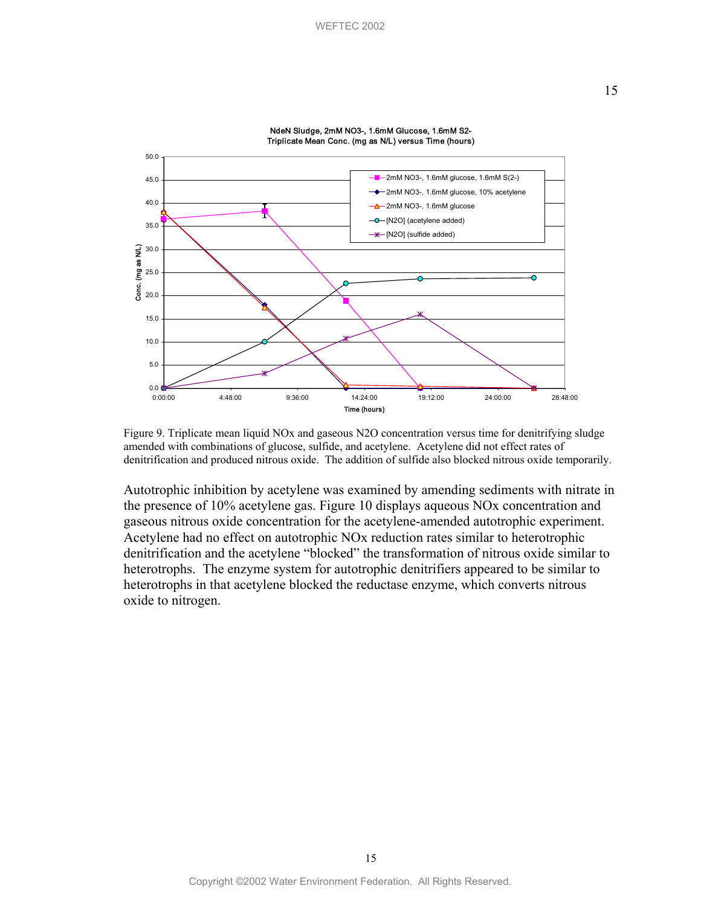Figure 9. Triplicate mean liquid NOx and gaseous N2O concentration versus time for denitrifying sludge amended with combinations of glucose, sulfide, and acetylene. Acetylene did not effect rates of denitrification and produced nitrous oxide. The addition of sulfide also blocked nitrous oxide temporarily.

Autotrophic inhibition by acetylene was examined by amending sediments with nitrate in the presence of 10% acetylene gas. Figure 10 displays aqueous NOx concentration and gaseous nitrous oxide concentration for the acetylene-amended autotrophic experiment. Acetylene had no effect on autotrophic NOx reduction rates similar to heterotrophic denitrification and the acetylene "blocked" the transformation of nitrous oxide similar to heterotrophs. The enzyme system for autotrophic denitrifiers appeared to be similar to heterotrophs in that acetylene blocked the reductase enzyme, which converts nitrous oxide to nitrogen.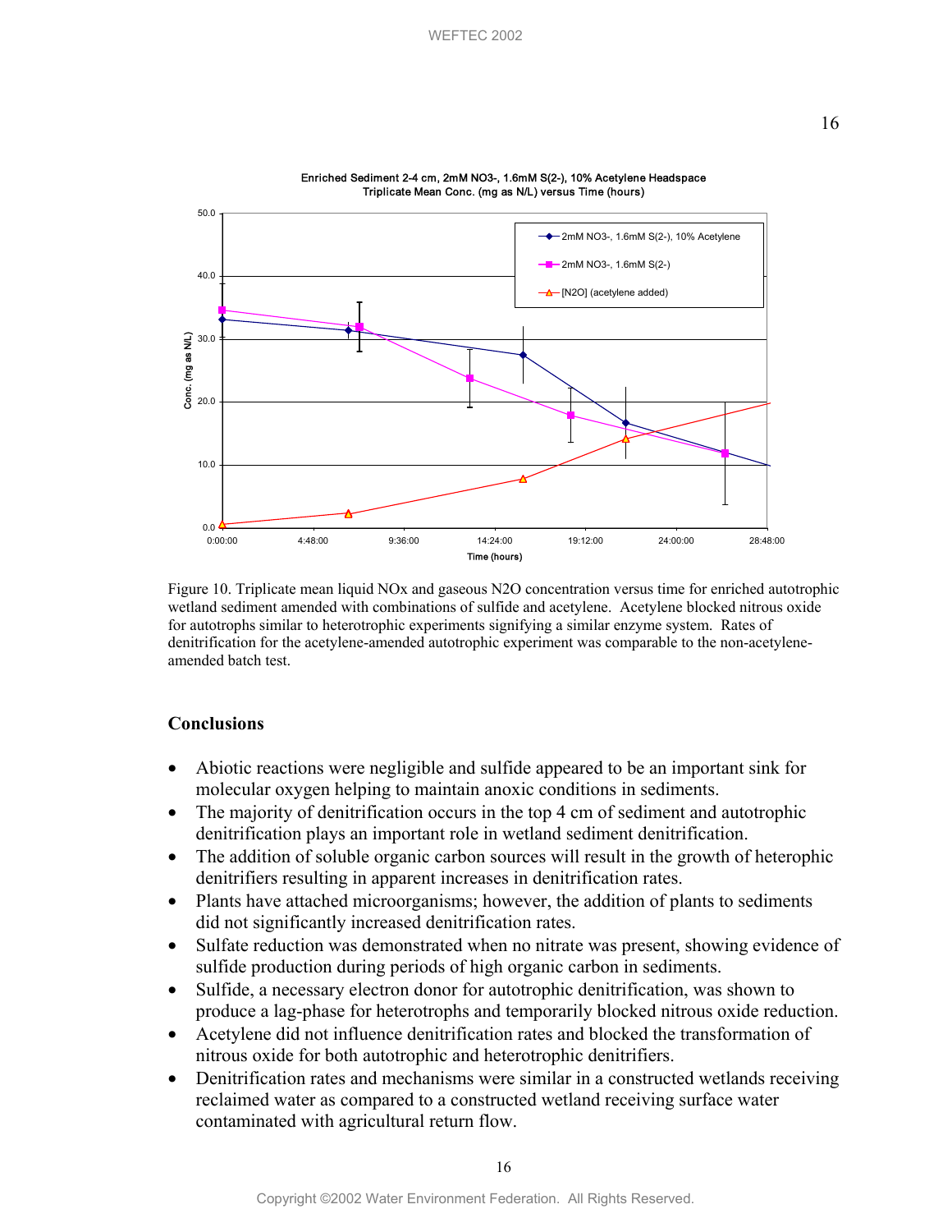Figure 10. Triplicate mean liquid NOx and gaseous N2O concentration versus time for enriched autotrophic wetland sediment amended with combinations of sulfide and acetylene. Acetylene blocked nitrous oxide for autotrophs similar to heterotrophic experiments signifying a similar enzyme system. Rates of denitrification for the acetylene-amended autotrophic experiment was comparable to the non-acetylene-amended batch test.

## Conclusions

- Abiotic reactions were negligible and sulfide appeared to be an important sink for molecular oxygen helping to maintain anoxic conditions in sediments.
- The majority of denitrification occurs in the top 4 cm of sediment and autotrophic denitrification plays an important role in wetland sediment denitrification.
- The addition of soluble organic carbon sources will result in the growth of heterophic denitrifiers resulting in apparent increases in denitrification rates.
- Plants have attached microorganisms; however, the addition of plants to sediments did not significantly increased denitrification rates.
- Sulfate reduction was demonstrated when no nitrate was present, showing evidence of sulfide production during periods of high organic carbon in sediments.
- Sulfide, a necessary electron donor for autotrophic denitrification, was shown to produce a lag-phase for heterotrophs and temporarily blocked nitrous oxide reduction.
- Acetylene did not influence denitrification rates and blocked the transformation of nitrous oxide for both autotrophic and heterotrophic denitrifiers.
- Denitrification rates and mechanisms were similar in a constructed wetlands receiving reclaimed water as compared to a constructed wetland receiving surface water contaminated with agricultural return flow.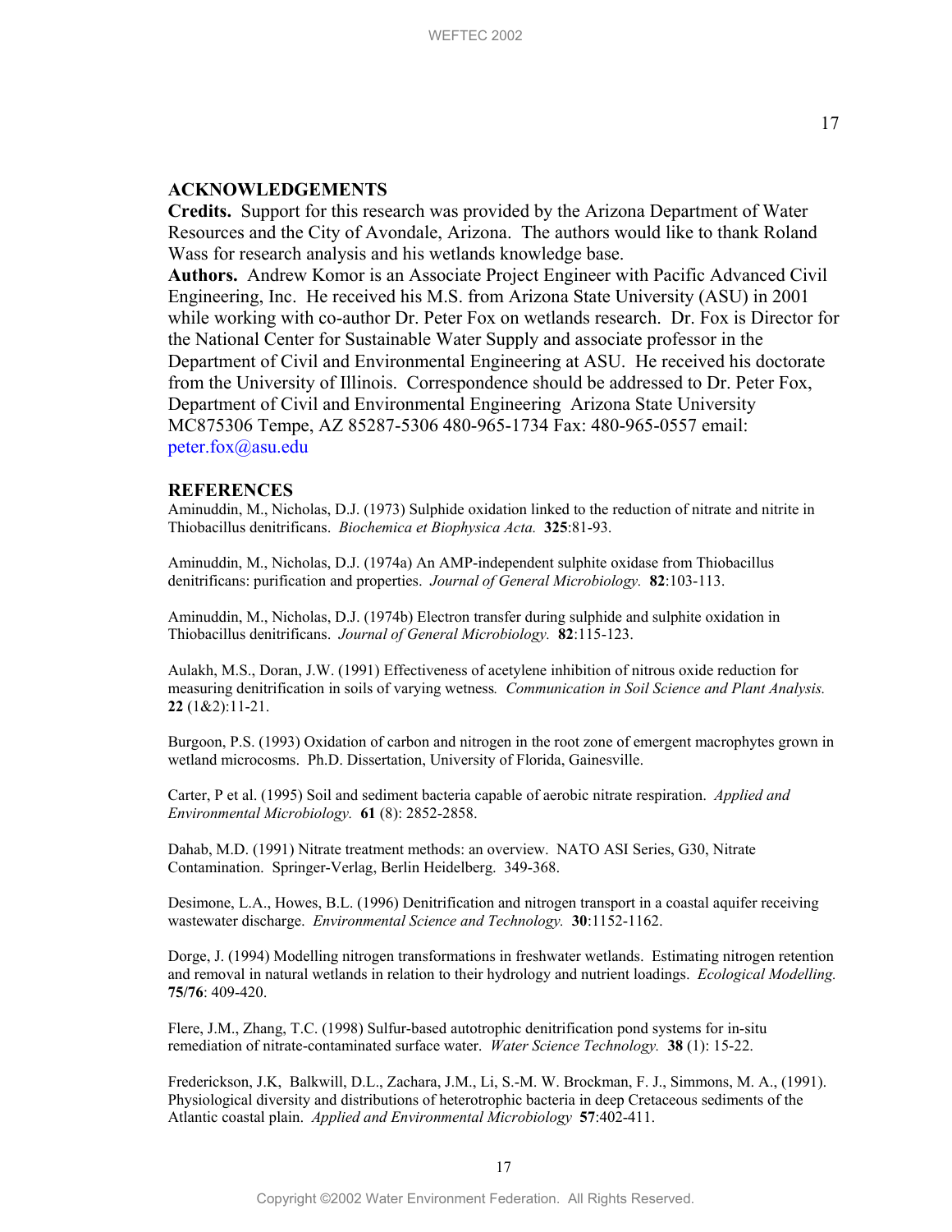## ACKNOWLEDGEMENTS

**Credits.** Support for this research was provided by the Arizona Department of Water Resources and the City of Avondale, Arizona. The authors would like to thank Roland Wass for research analysis and his wetlands knowledge base.

**Authors.** Andrew Komor is an Associate Project Engineer with Pacific Advanced Civil Engineering, Inc. He received his M.S. from Arizona State University (ASU) in 2001 while working with co-author Dr. Peter Fox on wetlands research. Dr. Fox is Director for the National Center for Sustainable Water Supply and associate professor in the Department of Civil and Environmental Engineering at ASU. He received his doctorate from the University of Illinois. Correspondence should be addressed to Dr. Peter Fox, Department of Civil and Environmental Engineering Arizona State University MC875306 Tempe, AZ 85287-5306 480-965-1734 Fax: 480-965-0557 email: peter.fox@asu.edu

## REFERENCES

Aminuddin, M., Nicholas, D.J. (1973) Sulphide oxidation linked to the reduction of nitrate and nitrite in Thiobacillus denitrificans. *Biochemica et Biophysica Acta.* **325**:81-93.

Aminuddin, M., Nicholas, D.J. (1974a) An AMP-independent sulphite oxidase from Thiobacillus denitrificans: purification and properties. *Journal of General Microbiology.* **82**:103-113.

Aminuddin, M., Nicholas, D.J. (1974b) Electron transfer during sulphide and sulphite oxidation in Thiobacillus denitrificans. *Journal of General Microbiology.* **82**:115-123.

Aulakh, M.S., Doran, J.W. (1991) Effectiveness of acetylene inhibition of nitrous oxide reduction for measuring denitrification in soils of varying wetness*. Communication in Soil Science and Plant Analysis.* **22** (1&2):11-21.

Burgoon, P.S. (1993) Oxidation of carbon and nitrogen in the root zone of emergent macrophytes grown in wetland microcosms. Ph.D. Dissertation, University of Florida, Gainesville.

Carter, P et al. (1995) Soil and sediment bacteria capable of aerobic nitrate respiration. *Applied and Environmental Microbiology.* **61** (8): 2852-2858.

Dahab, M.D. (1991) Nitrate treatment methods: an overview. NATO ASI Series, G30, Nitrate Contamination. Springer-Verlag, Berlin Heidelberg. 349-368.

Desimone, L.A., Howes, B.L. (1996) Denitrification and nitrogen transport in a coastal aquifer receiving wastewater discharge. *Environmental Science and Technology.* **30**:1152-1162.

Dorge, J. (1994) Modelling nitrogen transformations in freshwater wetlands. Estimating nitrogen retention and removal in natural wetlands in relation to their hydrology and nutrient loadings. *Ecological Modelling.* **75/76**: 409-420.

Flere, J.M., Zhang, T.C. (1998) Sulfur-based autotrophic denitrification pond systems for in-situ remediation of nitrate-contaminated surface water. *Water Science Technology.* **38** (1): 15-22.

Frederickson, J.K, Balkwill, D.L., Zachara, J.M., Li, S.-M. W. Brockman, F. J., Simmons, M. A., (1991). Physiological diversity and distributions of heterotrophic bacteria in deep Cretaceous sediments of the Atlantic coastal plain. *Applied and Environmental Microbiology* **57**:402-411.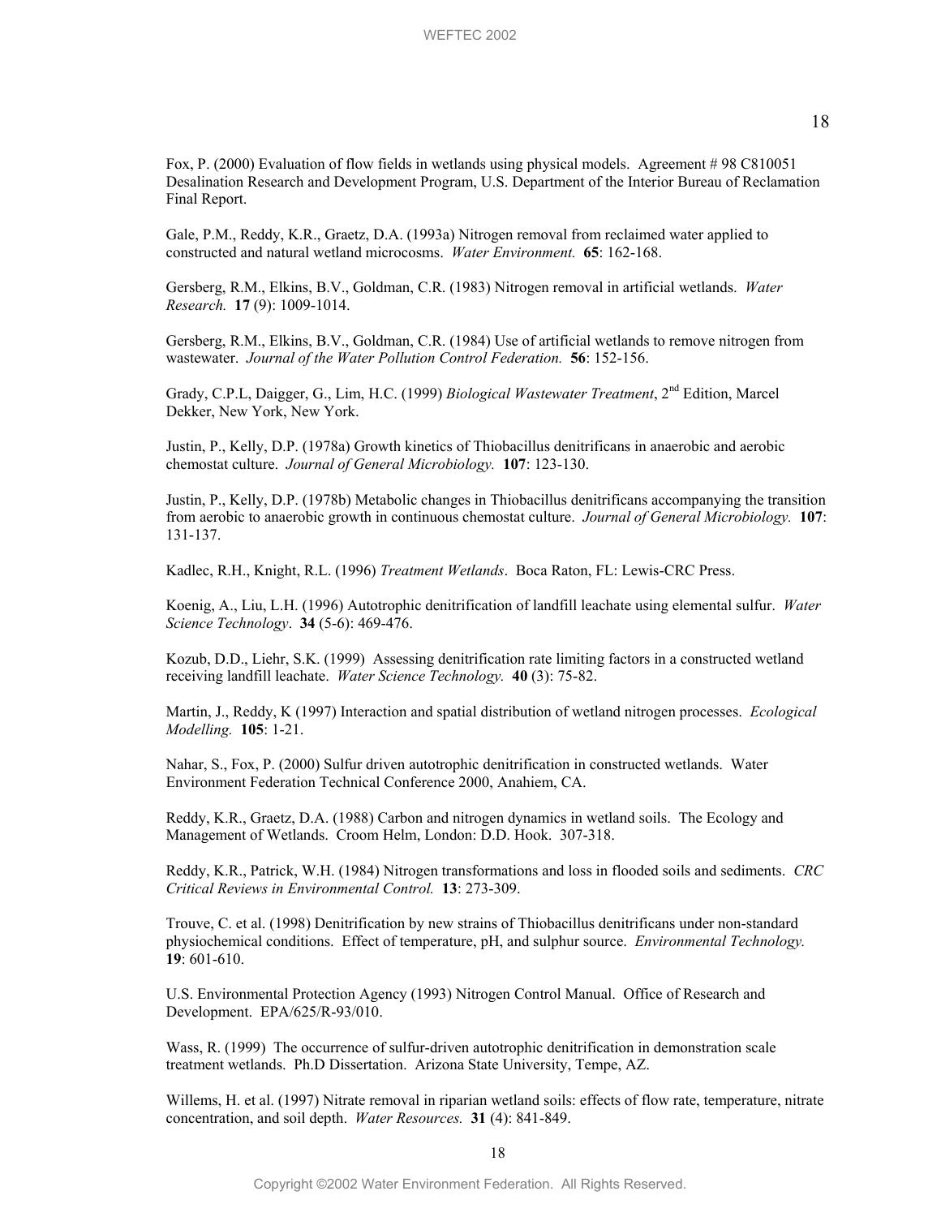Fox, P. (2000) Evaluation of flow fields in wetlands using physical models. Agreement # 98 C810051 Desalination Research and Development Program, U.S. Department of the Interior Bureau of Reclamation Final Report.

Gale, P.M., Reddy, K.R., Graetz, D.A. (1993a) Nitrogen removal from reclaimed water applied to constructed and natural wetland microcosms. *Water Environment.* **65**: 162-168.

Gersberg, R.M., Elkins, B.V., Goldman, C.R. (1983) Nitrogen removal in artificial wetlands. *Water Research.* **17** (9): 1009-1014.

Gersberg, R.M., Elkins, B.V., Goldman, C.R. (1984) Use of artificial wetlands to remove nitrogen from wastewater. *Journal of the Water Pollution Control Federation.* **56**: 152-156.

Grady, C.P.L, Daigger, G., Lim, H.C. (1999) *Biological Wastewater Treatment*, 2nd Edition, Marcel Dekker, New York, New York.

Justin, P., Kelly, D.P. (1978a) Growth kinetics of Thiobacillus denitrificans in anaerobic and aerobic chemostat culture. *Journal of General Microbiology.* **107**: 123-130.

Justin, P., Kelly, D.P. (1978b) Metabolic changes in Thiobacillus denitrificans accompanying the transition from aerobic to anaerobic growth in continuous chemostat culture. *Journal of General Microbiology.* **107**: 131-137.

Kadlec, R.H., Knight, R.L. (1996) *Treatment Wetlands*. Boca Raton, FL: Lewis-CRC Press.

Koenig, A., Liu, L.H. (1996) Autotrophic denitrification of landfill leachate using elemental sulfur. *Water Science Technology*. **34** (5-6): 469-476.

Kozub, D.D., Liehr, S.K. (1999) Assessing denitrification rate limiting factors in a constructed wetland receiving landfill leachate. *Water Science Technology.* **40** (3): 75-82.

Martin, J., Reddy, K (1997) Interaction and spatial distribution of wetland nitrogen processes. *Ecological Modelling.* **105**: 1-21.

Nahar, S., Fox, P. (2000) Sulfur driven autotrophic denitrification in constructed wetlands. Water Environment Federation Technical Conference 2000, Anahiem, CA.

Reddy, K.R., Graetz, D.A. (1988) Carbon and nitrogen dynamics in wetland soils. The Ecology and Management of Wetlands. Croom Helm, London: D.D. Hook. 307-318.

Reddy, K.R., Patrick, W.H. (1984) Nitrogen transformations and loss in flooded soils and sediments. *CRC Critical Reviews in Environmental Control.* **13**: 273-309.

Trouve, C. et al. (1998) Denitrification by new strains of Thiobacillus denitrificans under non-standard physiochemical conditions. Effect of temperature, pH, and sulphur source. *Environmental Technology.* **19**: 601-610.

U.S. Environmental Protection Agency (1993) Nitrogen Control Manual. Office of Research and Development. EPA/625/R-93/010.

Wass, R. (1999) The occurrence of sulfur-driven autotrophic denitrification in demonstration scale treatment wetlands. Ph.D Dissertation. Arizona State University, Tempe, AZ.

Willems, H. et al. (1997) Nitrate removal in riparian wetland soils: effects of flow rate, temperature, nitrate concentration, and soil depth. *Water Resources.* **31** (4): 841-849.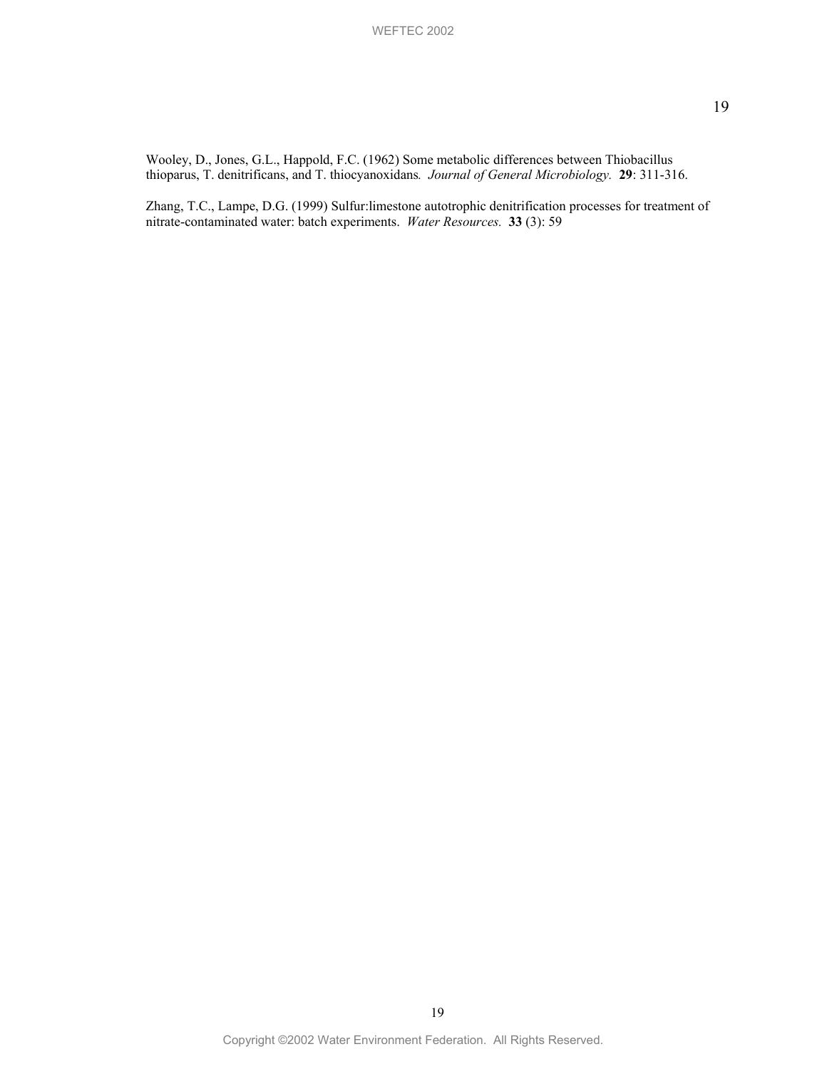Wooley, D., Jones, G.L., Happold, F.C. (1962) Some metabolic differences between Thiobacillus thioparus, T. denitrificans, and T. thiocyanoxidans*. Journal of General Microbiology.* **29**: 311-316.

Zhang, T.C., Lampe, D.G. (1999) Sulfur:limestone autotrophic denitrification processes for treatment of nitrate-contaminated water: batch experiments. *Water Resources.* **33** (3): 59